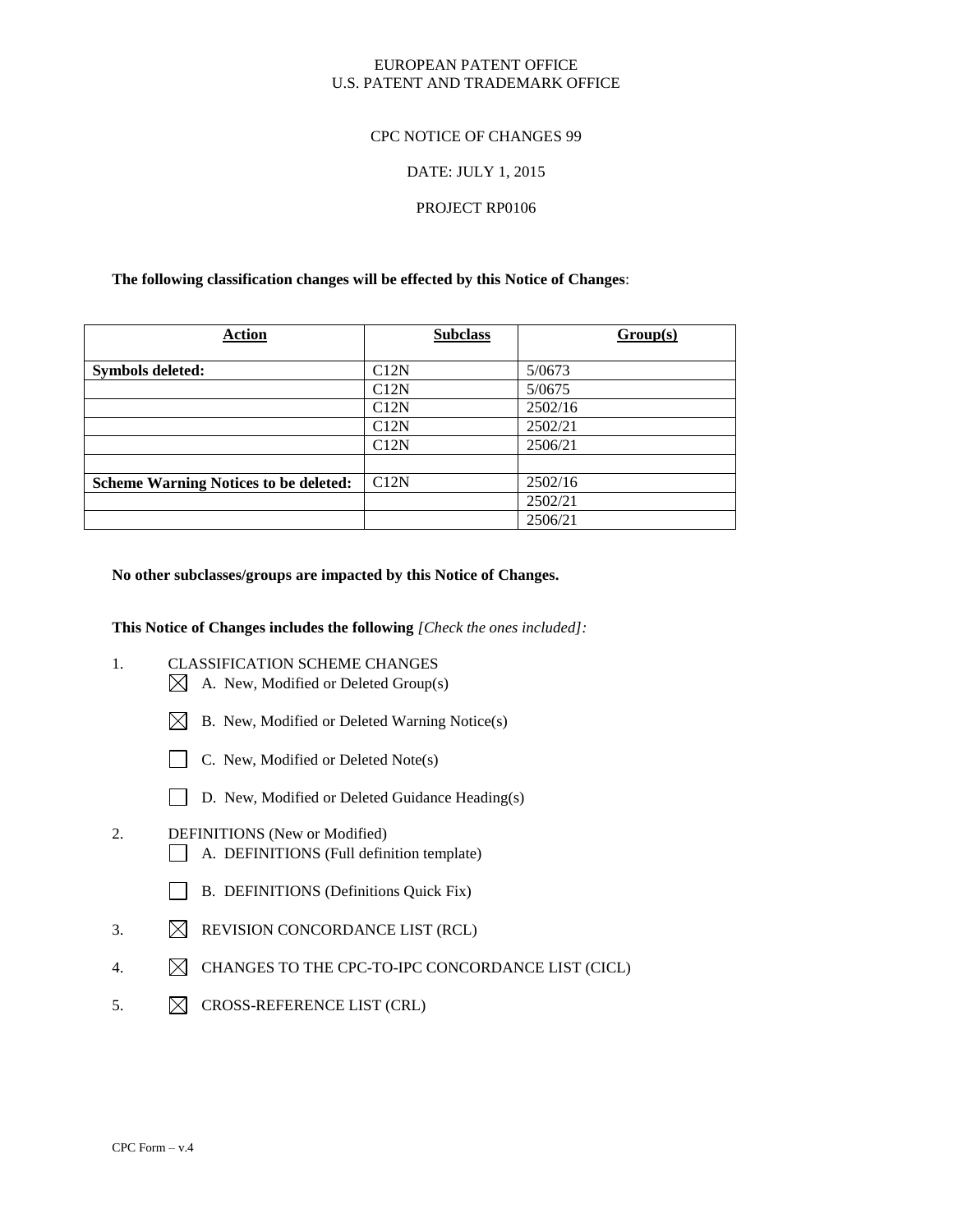EUROPEAN PATENT OFFICE
U.S. PATENT AND TRADEMARK OFFICE

CPC NOTICE OF CHANGES 99

DATE: JULY 1, 2015

PROJECT RP0106

**The following classification changes will be effected by this Notice of Changes**:

| Action | Subclass | Group(s) |
|---|---|---|
| **Symbols deleted:** | C12N | 5/0673 |
| | C12N | 5/0675 |
| | C12N | 2502/16 |
| | C12N | 2502/21 |
| | C12N | 2506/21 |
| | | |
| **Scheme Warning Notices to be deleted:** | C12N | 2502/16 |
| | | 2502/21 |
| | | 2506/21 |

**No other subclasses/groups are impacted by this Notice of Changes.**

**This Notice of Changes includes the following** *[Check the ones included]:*

1. CLASSIFICATION SCHEME CHANGES
   - ☒ A. New, Modified or Deleted Group(s)
   - ☒ B. New, Modified or Deleted Warning Notice(s)
   - ☐ C. New, Modified or Deleted Note(s)
   - ☐ D. New, Modified or Deleted Guidance Heading(s)
2. DEFINITIONS (New or Modified)
   - ☐ A. DEFINITIONS (Full definition template)
   - ☐ B. DEFINITIONS (Definitions Quick Fix)
3. ☒ REVISION CONCORDANCE LIST (RCL)
4. ☒ CHANGES TO THE CPC-TO-IPC CONCORDANCE LIST (CICL)
5. ☒ CROSS-REFERENCE LIST (CRL)

CPC Form – v.4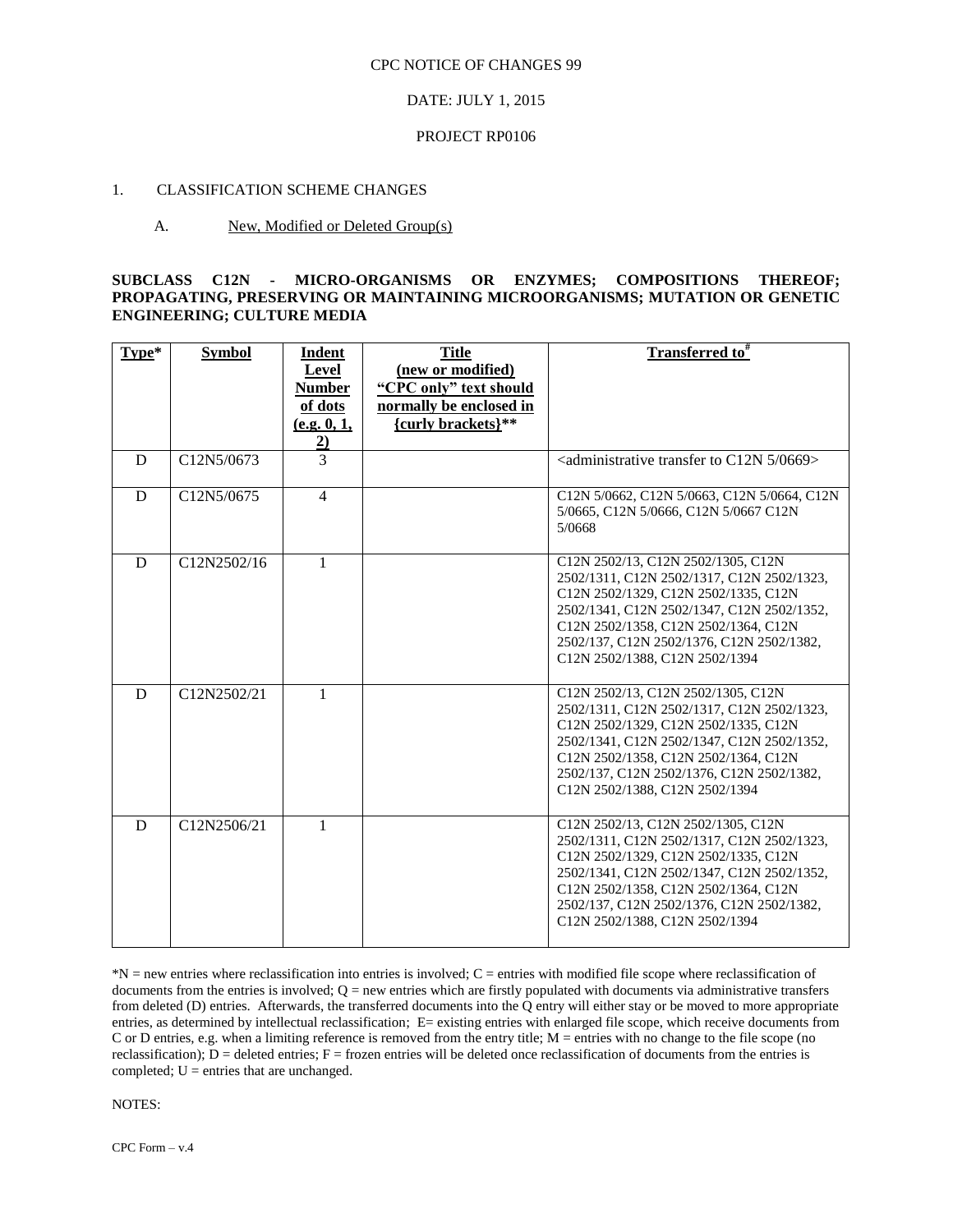CPC NOTICE OF CHANGES 99

DATE: JULY 1, 2015

PROJECT RP0106

1. CLASSIFICATION SCHEME CHANGES

A. New, Modified or Deleted Group(s)

**SUBCLASS C12N - MICRO-ORGANISMS OR ENZYMES; COMPOSITIONS THEREOF; PROPAGATING, PRESERVING OR MAINTAINING MICROORGANISMS; MUTATION OR GENETIC ENGINEERING; CULTURE MEDIA**

| Type* | Symbol | Indent Level Number of dots (e.g. 0, 1, 2) | Title (new or modified) "CPC only" text should normally be enclosed in {curly brackets}** | Transferred to# |
|---|---|---|---|---|
| D | C12N5/0673 | 3 | | <administrative transfer to C12N 5/0669> |
| D | C12N5/0675 | 4 | | C12N 5/0662, C12N 5/0663, C12N 5/0664, C12N 5/0665, C12N 5/0666, C12N 5/0667 C12N 5/0668 |
| D | C12N2502/16 | 1 | | C12N 2502/13, C12N 2502/1305, C12N 2502/1311, C12N 2502/1317, C12N 2502/1323, C12N 2502/1329, C12N 2502/1335, C12N 2502/1341, C12N 2502/1347, C12N 2502/1352, C12N 2502/1358, C12N 2502/1364, C12N 2502/137, C12N 2502/1376, C12N 2502/1382, C12N 2502/1388, C12N 2502/1394 |
| D | C12N2502/21 | 1 | | C12N 2502/13, C12N 2502/1305, C12N 2502/1311, C12N 2502/1317, C12N 2502/1323, C12N 2502/1329, C12N 2502/1335, C12N 2502/1341, C12N 2502/1347, C12N 2502/1352, C12N 2502/1358, C12N 2502/1364, C12N 2502/137, C12N 2502/1376, C12N 2502/1382, C12N 2502/1388, C12N 2502/1394 |
| D | C12N2506/21 | 1 | | C12N 2502/13, C12N 2502/1305, C12N 2502/1311, C12N 2502/1317, C12N 2502/1323, C12N 2502/1329, C12N 2502/1335, C12N 2502/1341, C12N 2502/1347, C12N 2502/1352, C12N 2502/1358, C12N 2502/1364, C12N 2502/137, C12N 2502/1376, C12N 2502/1382, C12N 2502/1388, C12N 2502/1394 |

*N = new entries where reclassification into entries is involved; C = entries with modified file scope where reclassification of documents from the entries is involved; Q = new entries which are firstly populated with documents via administrative transfers from deleted (D) entries. Afterwards, the transferred documents into the Q entry will either stay or be moved to more appropriate entries, as determined by intellectual reclassification; E= existing entries with enlarged file scope, which receive documents from C or D entries, e.g. when a limiting reference is removed from the entry title; M = entries with no change to the file scope (no reclassification); D = deleted entries; F = frozen entries will be deleted once reclassification of documents from the entries is completed; U = entries that are unchanged.

NOTES:

CPC Form – v.4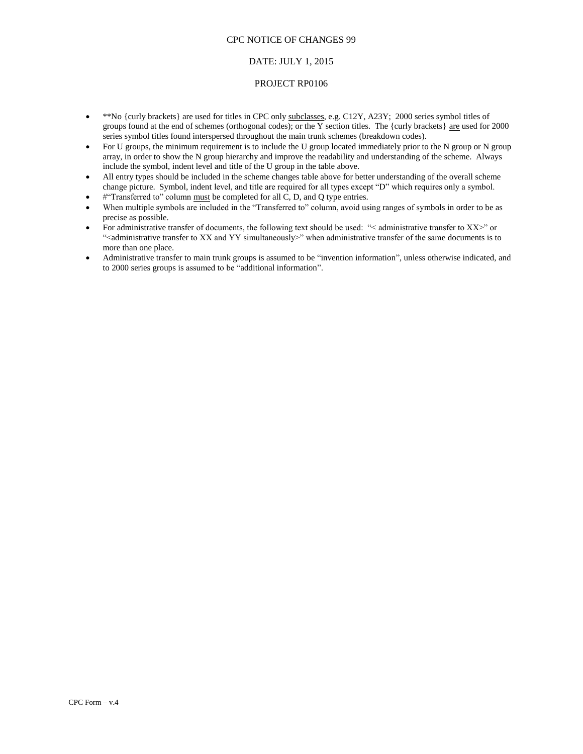CPC NOTICE OF CHANGES 99

DATE: JULY 1, 2015

PROJECT RP0106

- **No {curly brackets} are used for titles in CPC only <u>subclasses</u>, e.g. C12Y, A23Y; 2000 series symbol titles of groups found at the end of schemes (orthogonal codes); or the Y section titles. The {curly brackets} <u>are</u> used for 2000 series symbol titles found interspersed throughout the main trunk schemes (breakdown codes).
- For U groups, the minimum requirement is to include the U group located immediately prior to the N group or N group array, in order to show the N group hierarchy and improve the readability and understanding of the scheme. Always include the symbol, indent level and title of the U group in the table above.
- All entry types should be included in the scheme changes table above for better understanding of the overall scheme change picture. Symbol, indent level, and title are required for all types except "D" which requires only a symbol.
- #"Transferred to" column <u>must</u> be completed for all C, D, and Q type entries.
- When multiple symbols are included in the "Transferred to" column, avoid using ranges of symbols in order to be as precise as possible.
- For administrative transfer of documents, the following text should be used: "< administrative transfer to XX>" or "<administrative transfer to XX and YY simultaneously>" when administrative transfer of the same documents is to more than one place.
- Administrative transfer to main trunk groups is assumed to be "invention information", unless otherwise indicated, and to 2000 series groups is assumed to be "additional information".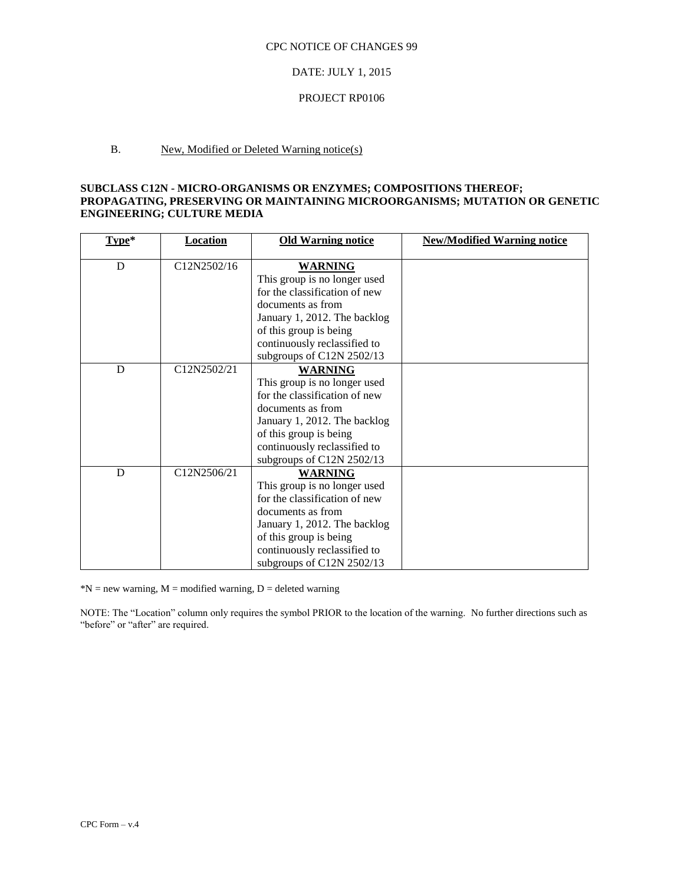CPC NOTICE OF CHANGES 99

DATE: JULY 1, 2015

PROJECT RP0106

B. New, Modified or Deleted Warning notice(s)

**SUBCLASS C12N - MICRO-ORGANISMS OR ENZYMES; COMPOSITIONS THEREOF; PROPAGATING, PRESERVING OR MAINTAINING MICROORGANISMS; MUTATION OR GENETIC ENGINEERING; CULTURE MEDIA**

| Type* | Location | Old Warning notice | New/Modified Warning notice |
|---|---|---|---|
| D | C12N2502/16 | **WARNING** This group is no longer used for the classification of new documents as from January 1, 2012. The backlog of this group is being continuously reclassified to subgroups of C12N 2502/13 | |
| D | C12N2502/21 | **WARNING** This group is no longer used for the classification of new documents as from January 1, 2012. The backlog of this group is being continuously reclassified to subgroups of C12N 2502/13 | |
| D | C12N2506/21 | **WARNING** This group is no longer used for the classification of new documents as from January 1, 2012. The backlog of this group is being continuously reclassified to subgroups of C12N 2502/13 | |

*N = new warning, M = modified warning, D = deleted warning

NOTE: The "Location" column only requires the symbol PRIOR to the location of the warning. No further directions such as "before" or "after" are required.

CPC Form – v.4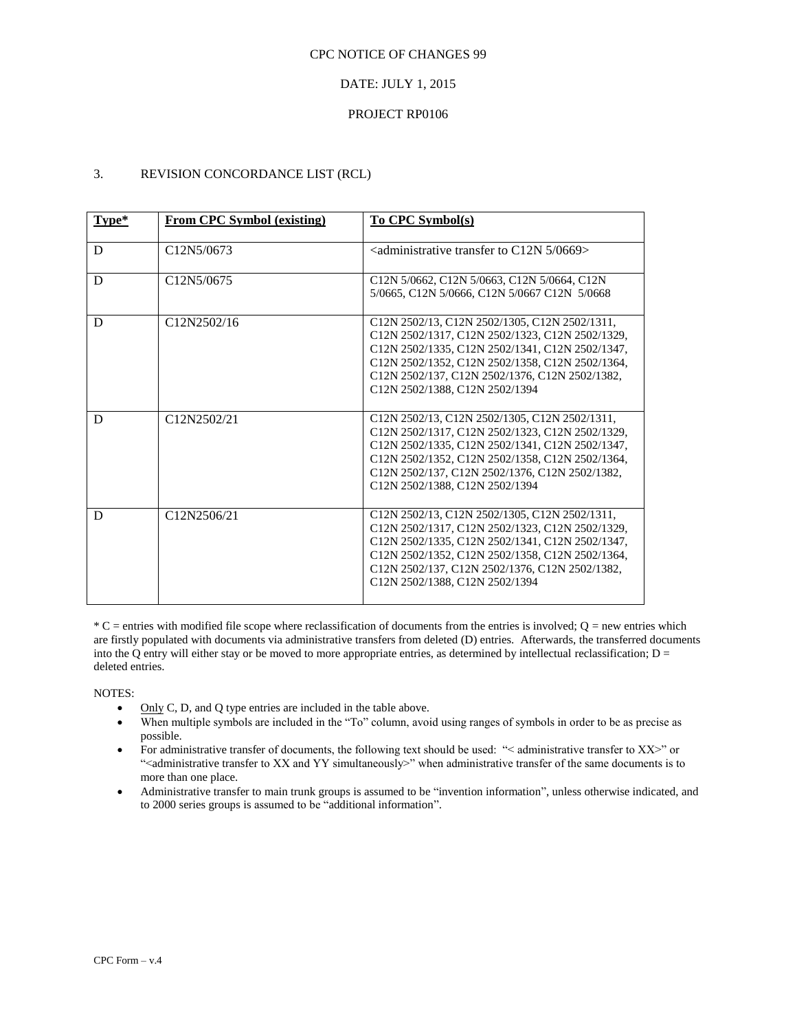CPC NOTICE OF CHANGES 99

DATE: JULY 1, 2015

PROJECT RP0106

## 3. REVISION CONCORDANCE LIST (RCL)

| Type* | From CPC Symbol (existing) | To CPC Symbol(s) |
|---|---|---|
| D | C12N5/0673 | <administrative transfer to C12N 5/0669> |
| D | C12N5/0675 | C12N 5/0662, C12N 5/0663, C12N 5/0664, C12N 5/0665, C12N 5/0666, C12N 5/0667 C12N 5/0668 |
| D | C12N2502/16 | C12N 2502/13, C12N 2502/1305, C12N 2502/1311, C12N 2502/1317, C12N 2502/1323, C12N 2502/1329, C12N 2502/1335, C12N 2502/1341, C12N 2502/1347, C12N 2502/1352, C12N 2502/1358, C12N 2502/1364, C12N 2502/137, C12N 2502/1376, C12N 2502/1382, C12N 2502/1388, C12N 2502/1394 |
| D | C12N2502/21 | C12N 2502/13, C12N 2502/1305, C12N 2502/1311, C12N 2502/1317, C12N 2502/1323, C12N 2502/1329, C12N 2502/1335, C12N 2502/1341, C12N 2502/1347, C12N 2502/1352, C12N 2502/1358, C12N 2502/1364, C12N 2502/137, C12N 2502/1376, C12N 2502/1382, C12N 2502/1388, C12N 2502/1394 |
| D | C12N2506/21 | C12N 2502/13, C12N 2502/1305, C12N 2502/1311, C12N 2502/1317, C12N 2502/1323, C12N 2502/1329, C12N 2502/1335, C12N 2502/1341, C12N 2502/1347, C12N 2502/1352, C12N 2502/1358, C12N 2502/1364, C12N 2502/137, C12N 2502/1376, C12N 2502/1382, C12N 2502/1388, C12N 2502/1394 |

* C = entries with modified file scope where reclassification of documents from the entries is involved; Q = new entries which are firstly populated with documents via administrative transfers from deleted (D) entries. Afterwards, the transferred documents into the Q entry will either stay or be moved to more appropriate entries, as determined by intellectual reclassification; D = deleted entries.

NOTES:

- Only C, D, and Q type entries are included in the table above.
- When multiple symbols are included in the "To" column, avoid using ranges of symbols in order to be as precise as possible.
- For administrative transfer of documents, the following text should be used: "< administrative transfer to XX>" or "<administrative transfer to XX and YY simultaneously>" when administrative transfer of the same documents is to more than one place.
- Administrative transfer to main trunk groups is assumed to be "invention information", unless otherwise indicated, and to 2000 series groups is assumed to be "additional information".

CPC Form – v.4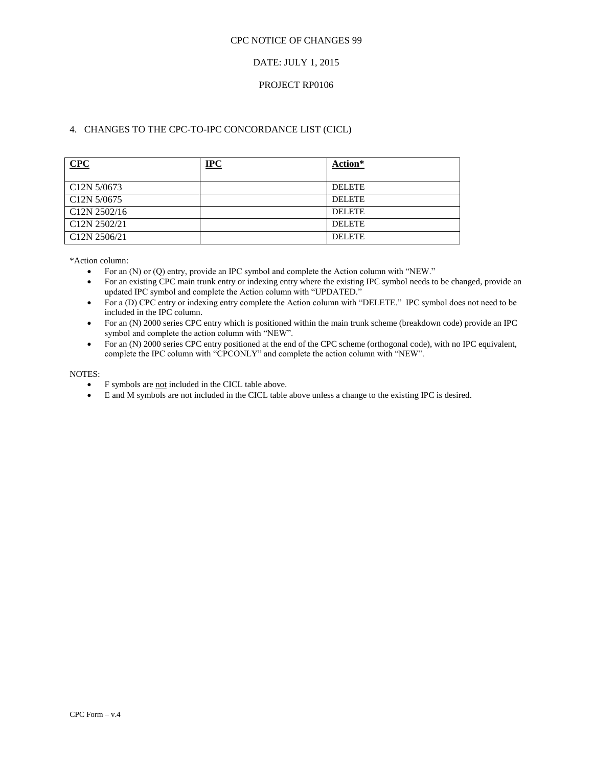CPC NOTICE OF CHANGES 99

DATE: JULY 1, 2015

PROJECT RP0106

## 4. CHANGES TO THE CPC-TO-IPC CONCORDANCE LIST (CICL)

| CPC | IPC | Action* |
|---|---|---|
| C12N 5/0673 | | DELETE |
| C12N 5/0675 | | DELETE |
| C12N 2502/16 | | DELETE |
| C12N 2502/21 | | DELETE |
| C12N 2506/21 | | DELETE |

*Action column:

- For an (N) or (Q) entry, provide an IPC symbol and complete the Action column with "NEW."
- For an existing CPC main trunk entry or indexing entry where the existing IPC symbol needs to be changed, provide an updated IPC symbol and complete the Action column with "UPDATED."
- For a (D) CPC entry or indexing entry complete the Action column with "DELETE." IPC symbol does not need to be included in the IPC column.
- For an (N) 2000 series CPC entry which is positioned within the main trunk scheme (breakdown code) provide an IPC symbol and complete the action column with "NEW".
- For an (N) 2000 series CPC entry positioned at the end of the CPC scheme (orthogonal code), with no IPC equivalent, complete the IPC column with "CPCONLY" and complete the action column with "NEW".

NOTES:

- F symbols are not included in the CICL table above.
- E and M symbols are not included in the CICL table above unless a change to the existing IPC is desired.

CPC Form – v.4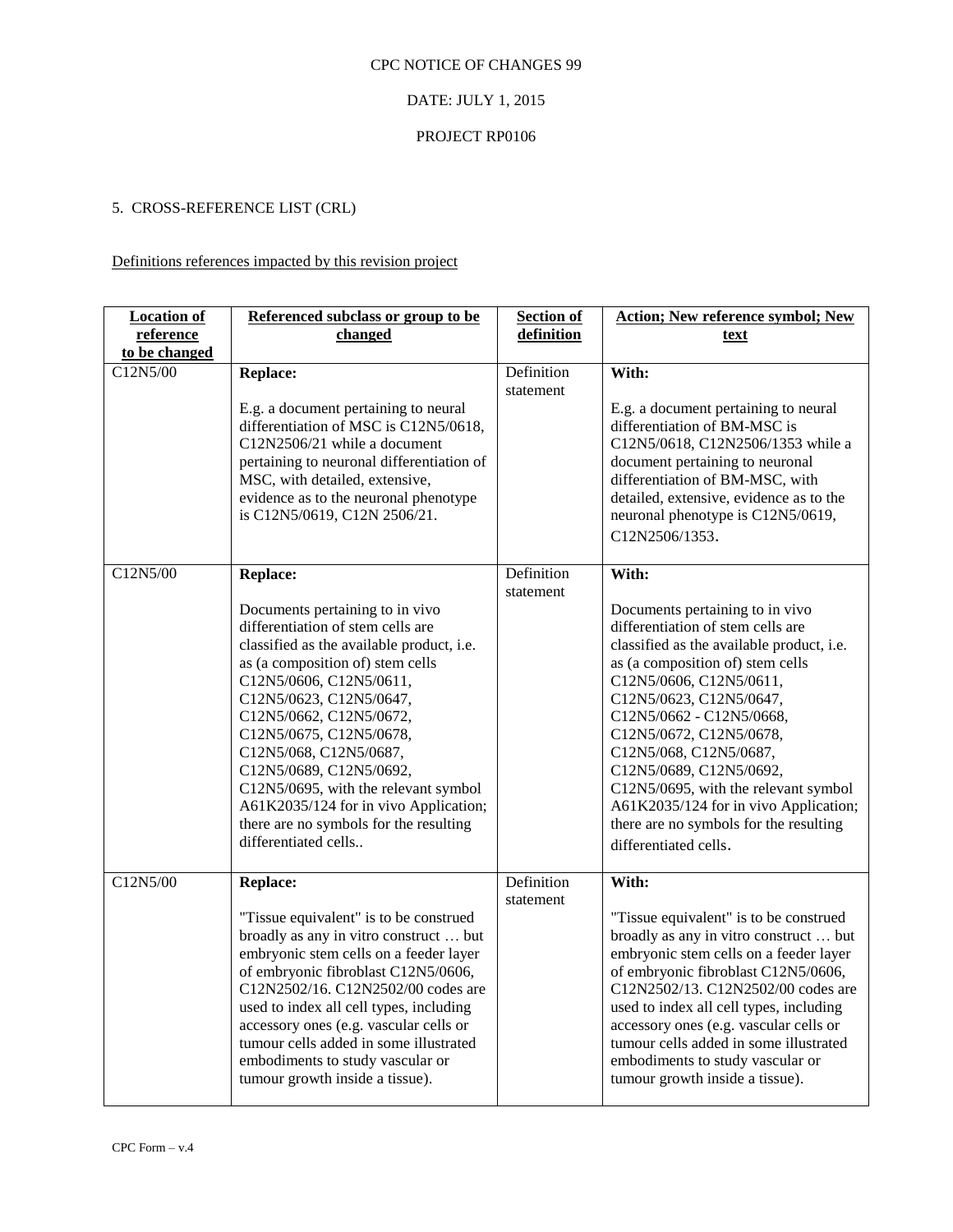CPC NOTICE OF CHANGES 99

DATE: JULY 1, 2015

PROJECT RP0106

5. CROSS-REFERENCE LIST (CRL)

Definitions references impacted by this revision project

| Location of reference to be changed | Referenced subclass or group to be changed | Section of definition | Action; New reference symbol; New text |
|---|---|---|---|
| C12N5/00 | **Replace:** E.g. a document pertaining to neural differentiation of MSC is C12N5/0618, C12N2506/21 while a document pertaining to neuronal differentiation of MSC, with detailed, extensive, evidence as to the neuronal phenotype is C12N5/0619, C12N 2506/21. | Definition statement | **With:** E.g. a document pertaining to neural differentiation of BM-MSC is C12N5/0618, C12N2506/1353 while a document pertaining to neuronal differentiation of BM-MSC, with detailed, extensive, evidence as to the neuronal phenotype is C12N5/0619, C12N2506/1353. |
| C12N5/00 | **Replace:** Documents pertaining to in vivo differentiation of stem cells are classified as the available product, i.e. as (a composition of) stem cells C12N5/0606, C12N5/0611, C12N5/0623, C12N5/0647, C12N5/0662, C12N5/0672, C12N5/0675, C12N5/0678, C12N5/068, C12N5/0687, C12N5/0689, C12N5/0692, C12N5/0695, with the relevant symbol A61K2035/124 for in vivo Application; there are no symbols for the resulting differentiated cells.. | Definition statement | **With:** Documents pertaining to in vivo differentiation of stem cells are classified as the available product, i.e. as (a composition of) stem cells C12N5/0606, C12N5/0611, C12N5/0623, C12N5/0647, C12N5/0662 - C12N5/0668, C12N5/0672, C12N5/0678, C12N5/068, C12N5/0687, C12N5/0689, C12N5/0692, C12N5/0695, with the relevant symbol A61K2035/124 for in vivo Application; there are no symbols for the resulting differentiated cells. |
| C12N5/00 | **Replace:** "Tissue equivalent" is to be construed broadly as any in vitro construct … but embryonic stem cells on a feeder layer of embryonic fibroblast C12N5/0606, C12N2502/16. C12N2502/00 codes are used to index all cell types, including accessory ones (e.g. vascular cells or tumour cells added in some illustrated embodiments to study vascular or tumour growth inside a tissue). | Definition statement | **With:** "Tissue equivalent" is to be construed broadly as any in vitro construct … but embryonic stem cells on a feeder layer of embryonic fibroblast C12N5/0606, C12N2502/13. C12N2502/00 codes are used to index all cell types, including accessory ones (e.g. vascular cells or tumour cells added in some illustrated embodiments to study vascular or tumour growth inside a tissue). |

CPC Form – v.4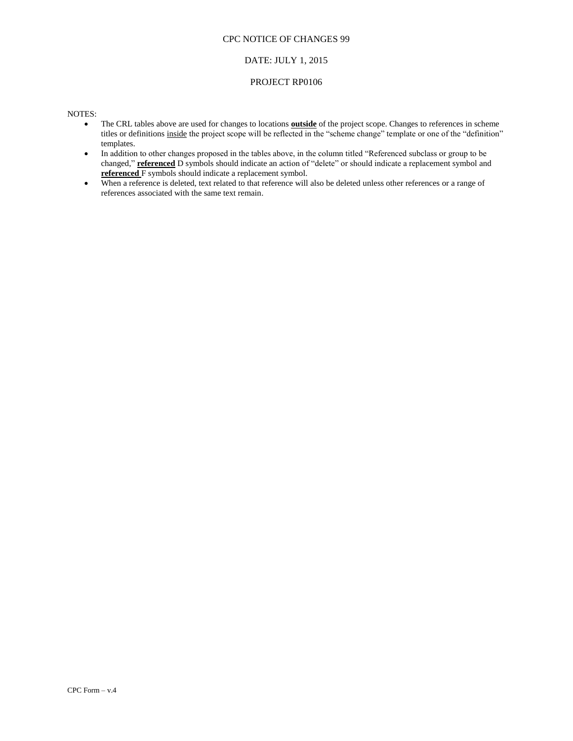NOTES:

- The CRL tables above are used for changes to locations **outside** of the project scope. Changes to references in scheme titles or definitions inside the project scope will be reflected in the "scheme change" template or one of the "definition" templates.
- In addition to other changes proposed in the tables above, in the column titled "Referenced subclass or group to be changed," **referenced** D symbols should indicate an action of "delete" or should indicate a replacement symbol and **referenced** F symbols should indicate a replacement symbol.
- When a reference is deleted, text related to that reference will also be deleted unless other references or a range of references associated with the same text remain.

CPC Form – v.4